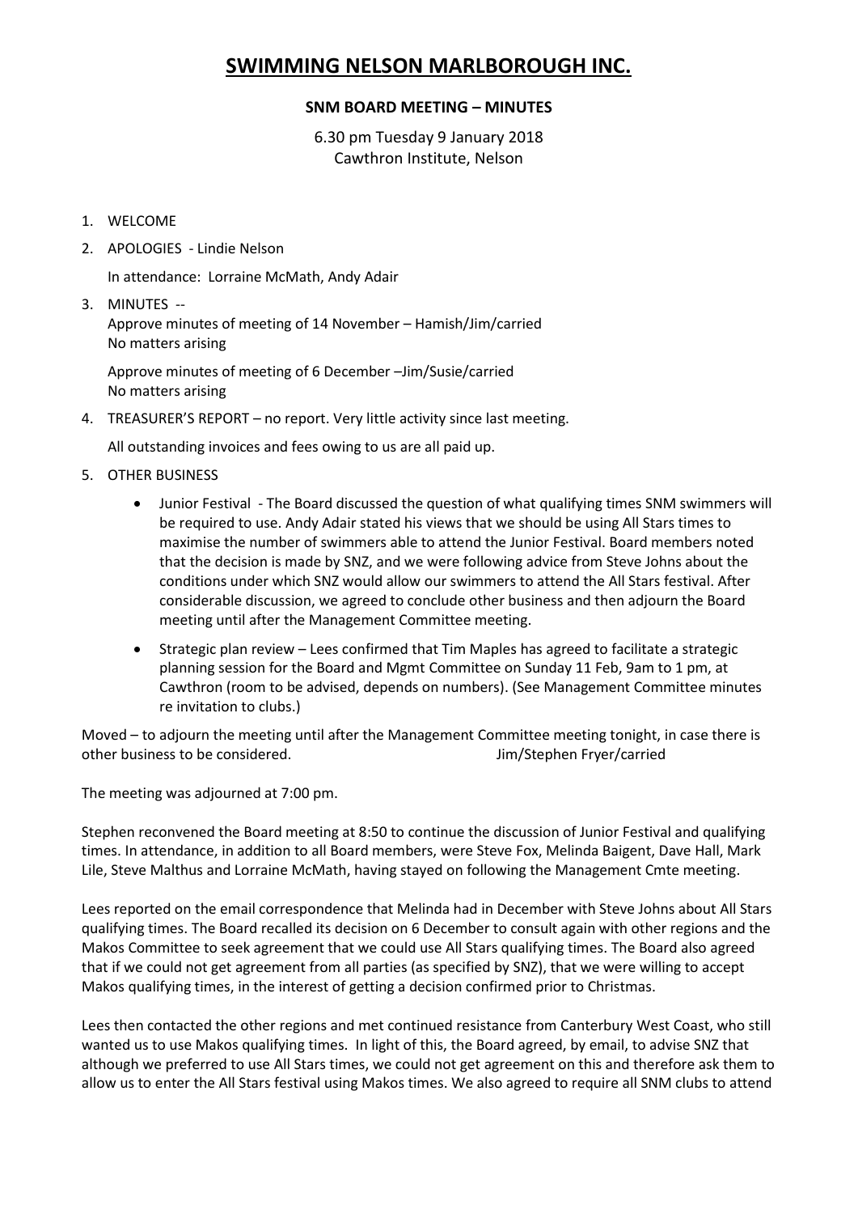# SWIMMING NELSON MARLBOROUGH INC.

## SNM BOARD MEETING – MINUTES

6.30 pm Tuesday 9 January 2018
Cawthron Institute, Nelson

1. WELCOME
2. APOLOGIES - Lindie Nelson

   In attendance: Lorraine McMath, Andy Adair
3. MINUTES --
   Approve minutes of meeting of 14 November – Hamish/Jim/carried
   No matters arising

   Approve minutes of meeting of 6 December –Jim/Susie/carried
   No matters arising
4. TREASURER'S REPORT – no report. Very little activity since last meeting.

   All outstanding invoices and fees owing to us are all paid up.
5. OTHER BUSINESS
   - Junior Festival - The Board discussed the question of what qualifying times SNM swimmers will be required to use. Andy Adair stated his views that we should be using All Stars times to maximise the number of swimmers able to attend the Junior Festival. Board members noted that the decision is made by SNZ, and we were following advice from Steve Johns about the conditions under which SNZ would allow our swimmers to attend the All Stars festival. After considerable discussion, we agreed to conclude other business and then adjourn the Board meeting until after the Management Committee meeting.
   - Strategic plan review – Lees confirmed that Tim Maples has agreed to facilitate a strategic planning session for the Board and Mgmt Committee on Sunday 11 Feb, 9am to 1 pm, at Cawthron (room to be advised, depends on numbers). (See Management Committee minutes re invitation to clubs.)

Moved – to adjourn the meeting until after the Management Committee meeting tonight, in case there is other business to be considered. Jim/Stephen Fryer/carried

The meeting was adjourned at 7:00 pm.

Stephen reconvened the Board meeting at 8:50 to continue the discussion of Junior Festival and qualifying times. In attendance, in addition to all Board members, were Steve Fox, Melinda Baigent, Dave Hall, Mark Lile, Steve Malthus and Lorraine McMath, having stayed on following the Management Cmte meeting.

Lees reported on the email correspondence that Melinda had in December with Steve Johns about All Stars qualifying times. The Board recalled its decision on 6 December to consult again with other regions and the Makos Committee to seek agreement that we could use All Stars qualifying times. The Board also agreed that if we could not get agreement from all parties (as specified by SNZ), that we were willing to accept Makos qualifying times, in the interest of getting a decision confirmed prior to Christmas.

Lees then contacted the other regions and met continued resistance from Canterbury West Coast, who still wanted us to use Makos qualifying times. In light of this, the Board agreed, by email, to advise SNZ that although we preferred to use All Stars times, we could not get agreement on this and therefore ask them to allow us to enter the All Stars festival using Makos times. We also agreed to require all SNM clubs to attend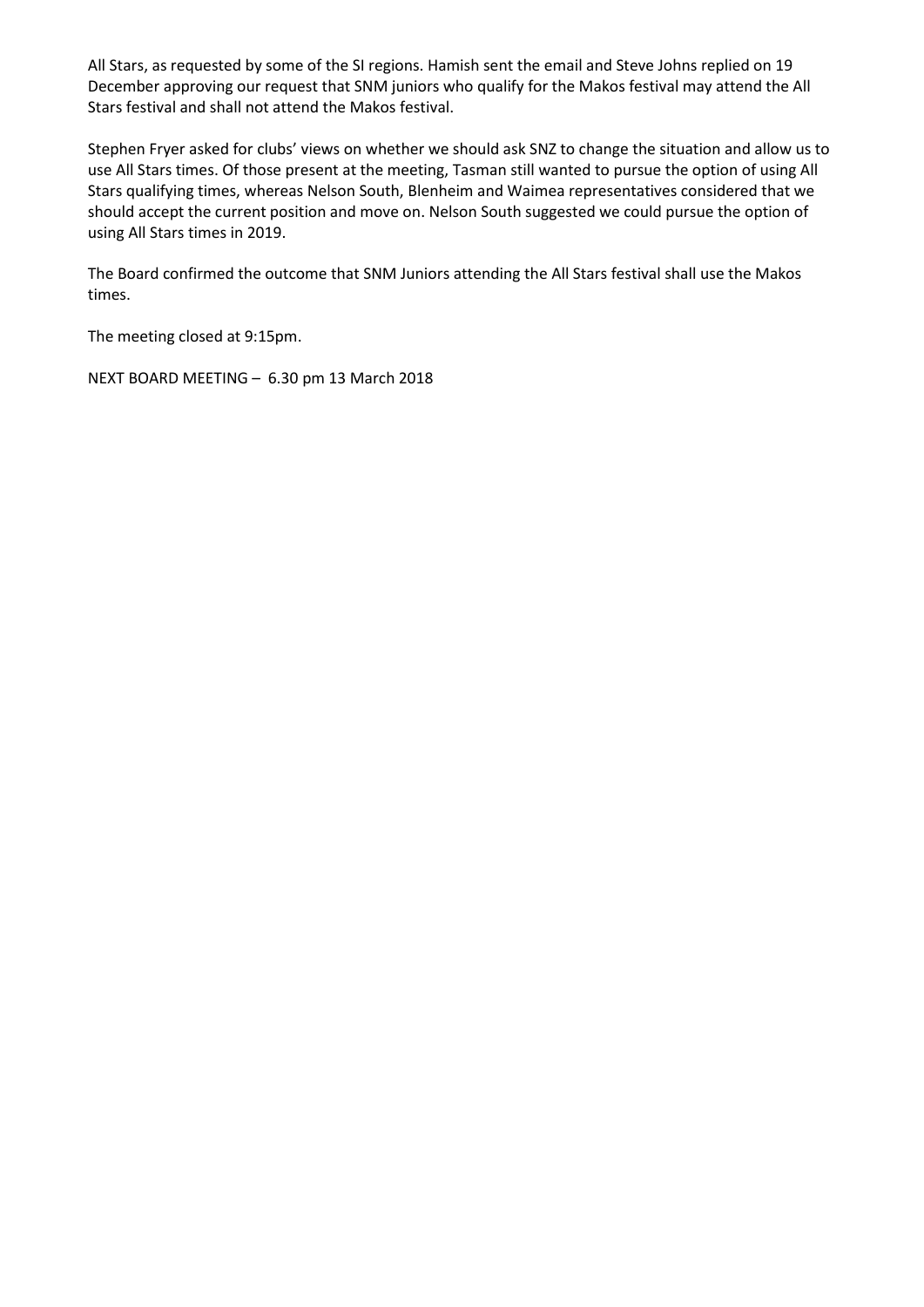All Stars, as requested by some of the SI regions. Hamish sent the email and Steve Johns replied on 19 December approving our request that SNM juniors who qualify for the Makos festival may attend the All Stars festival and shall not attend the Makos festival.

Stephen Fryer asked for clubs' views on whether we should ask SNZ to change the situation and allow us to use All Stars times. Of those present at the meeting, Tasman still wanted to pursue the option of using All Stars qualifying times, whereas Nelson South, Blenheim and Waimea representatives considered that we should accept the current position and move on. Nelson South suggested we could pursue the option of using All Stars times in 2019.

The Board confirmed the outcome that SNM Juniors attending the All Stars festival shall use the Makos times.

The meeting closed at 9:15pm.

NEXT BOARD MEETING – 6.30 pm 13 March 2018